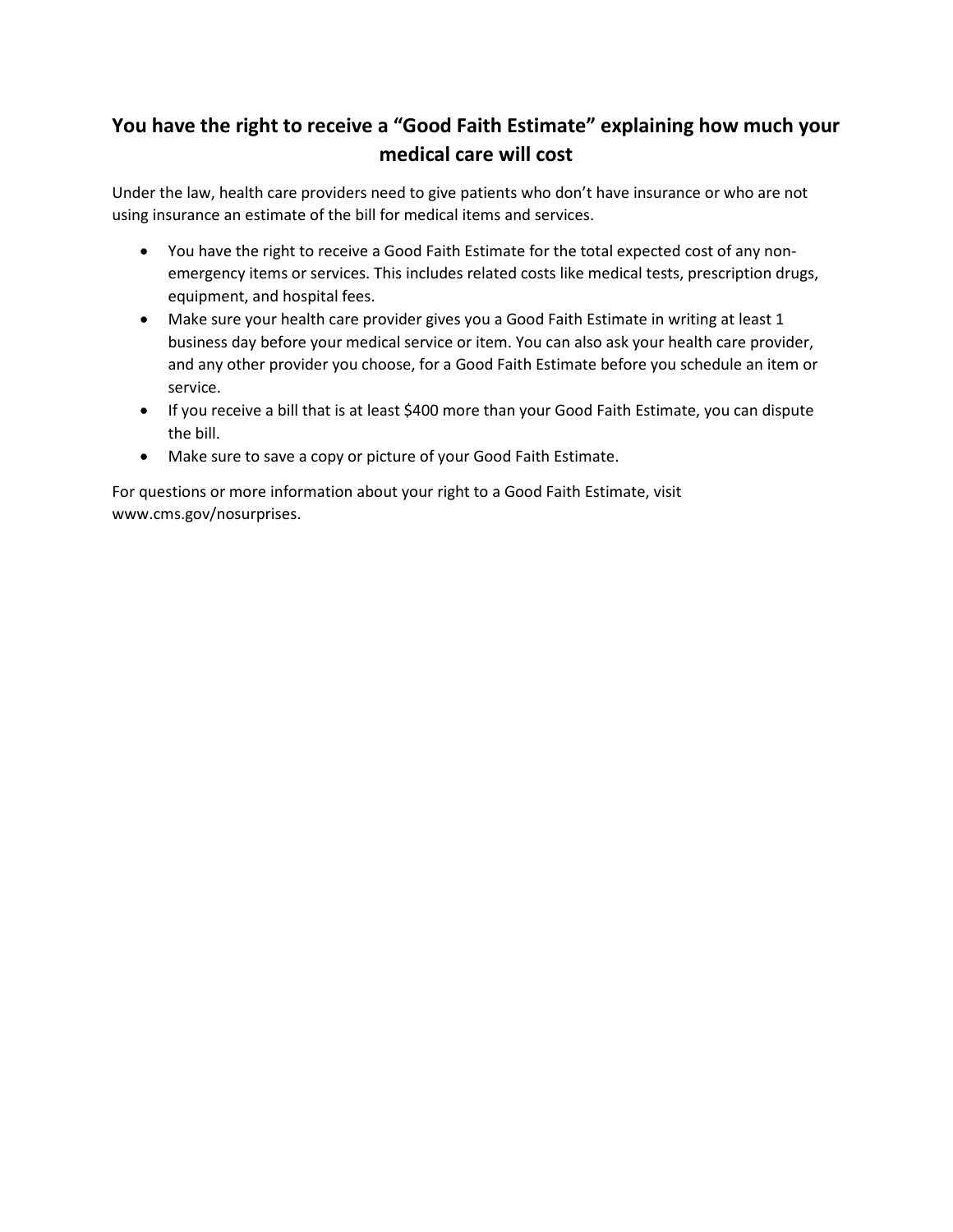# You have the right to receive a "Good Faith Estimate" explaining how much your medical care will cost

Under the law, health care providers need to give patients who don't have insurance or who are not using insurance an estimate of the bill for medical items and services.

- You have the right to receive a Good Faith Estimate for the total expected cost of any non-emergency items or services. This includes related costs like medical tests, prescription drugs, equipment, and hospital fees.
- Make sure your health care provider gives you a Good Faith Estimate in writing at least 1 business day before your medical service or item. You can also ask your health care provider, and any other provider you choose, for a Good Faith Estimate before you schedule an item or service.
- If you receive a bill that is at least $400 more than your Good Faith Estimate, you can dispute the bill.
- Make sure to save a copy or picture of your Good Faith Estimate.

For questions or more information about your right to a Good Faith Estimate, visit www.cms.gov/nosurprises.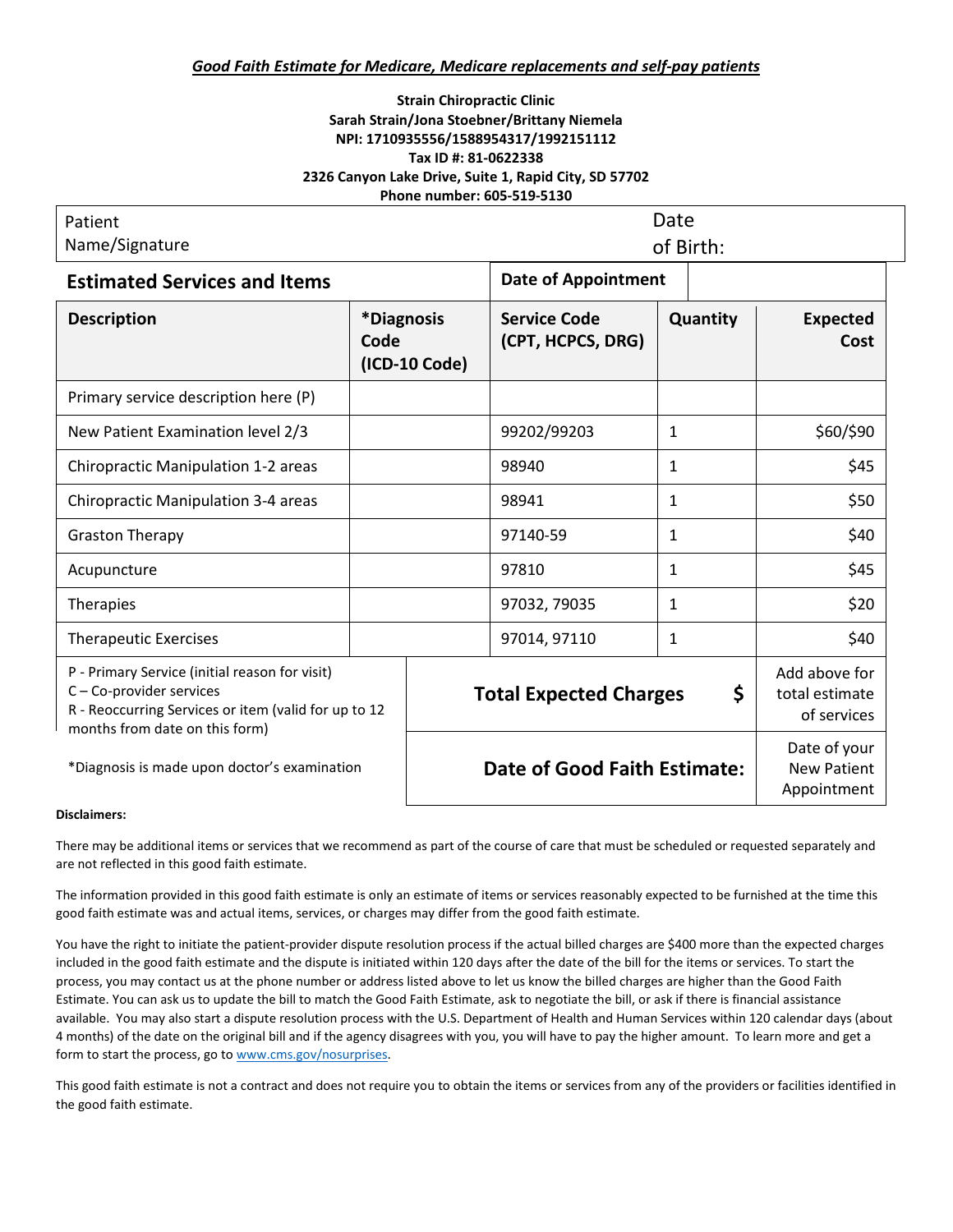***Good Faith Estimate for Medicare, Medicare replacements and self-pay patients***

**Strain Chiropractic Clinic**
**Sarah Strain/Jona Stoebner/Brittany Niemela**
**NPI: 1710935556/1588954317/1992151112**
**Tax ID #: 81-0622338**
**2326 Canyon Lake Drive, Suite 1, Rapid City, SD 57702**
**Phone number: 605-519-5130**

| Patient Name/Signature | Date of Birth: |
|---|---|

| **Estimated Services and Items** | | **Date of Appointment** | | |
|---|---|---|---|---|
| **Description** | ***Diagnosis Code (ICD-10 Code)** | **Service Code (CPT, HCPCS, DRG)** | **Quantity** | **Expected Cost** |
| Primary service description here (P) | | | | |
| New Patient Examination level 2/3 | | 99202/99203 | 1 | $60/$90 |
| Chiropractic Manipulation 1-2 areas | | 98940 | 1 | $45 |
| Chiropractic Manipulation 3-4 areas | | 98941 | 1 | $50 |
| Graston Therapy | | 97140-59 | 1 | $40 |
| Acupuncture | | 97810 | 1 | $45 |
| Therapies | | 97032, 79035 | 1 | $20 |
| Therapeutic Exercises | | 97014, 97110 | 1 | $40 |

| | | |
|---|---|---|
| P - Primary Service (initial reason for visit)<br>C – Co-provider services<br>R - Reoccurring Services or item (valid for up to 12 months from date on this form) | **Total Expected Charges $** | Add above for total estimate of services |
| *Diagnosis is made upon doctor's examination | **Date of Good Faith Estimate:** | Date of your New Patient Appointment |

**Disclaimers:**

There may be additional items or services that we recommend as part of the course of care that must be scheduled or requested separately and are not reflected in this good faith estimate.

The information provided in this good faith estimate is only an estimate of items or services reasonably expected to be furnished at the time this good faith estimate was and actual items, services, or charges may differ from the good faith estimate.

You have the right to initiate the patient-provider dispute resolution process if the actual billed charges are $400 more than the expected charges included in the good faith estimate and the dispute is initiated within 120 days after the date of the bill for the items or services. To start the process, you may contact us at the phone number or address listed above to let us know the billed charges are higher than the Good Faith Estimate. You can ask us to update the bill to match the Good Faith Estimate, ask to negotiate the bill, or ask if there is financial assistance available. You may also start a dispute resolution process with the U.S. Department of Health and Human Services within 120 calendar days (about 4 months) of the date on the original bill and if the agency disagrees with you, you will have to pay the higher amount. To learn more and get a form to start the process, go to www.cms.gov/nosurprises.

This good faith estimate is not a contract and does not require you to obtain the items or services from any of the providers or facilities identified in the good faith estimate.